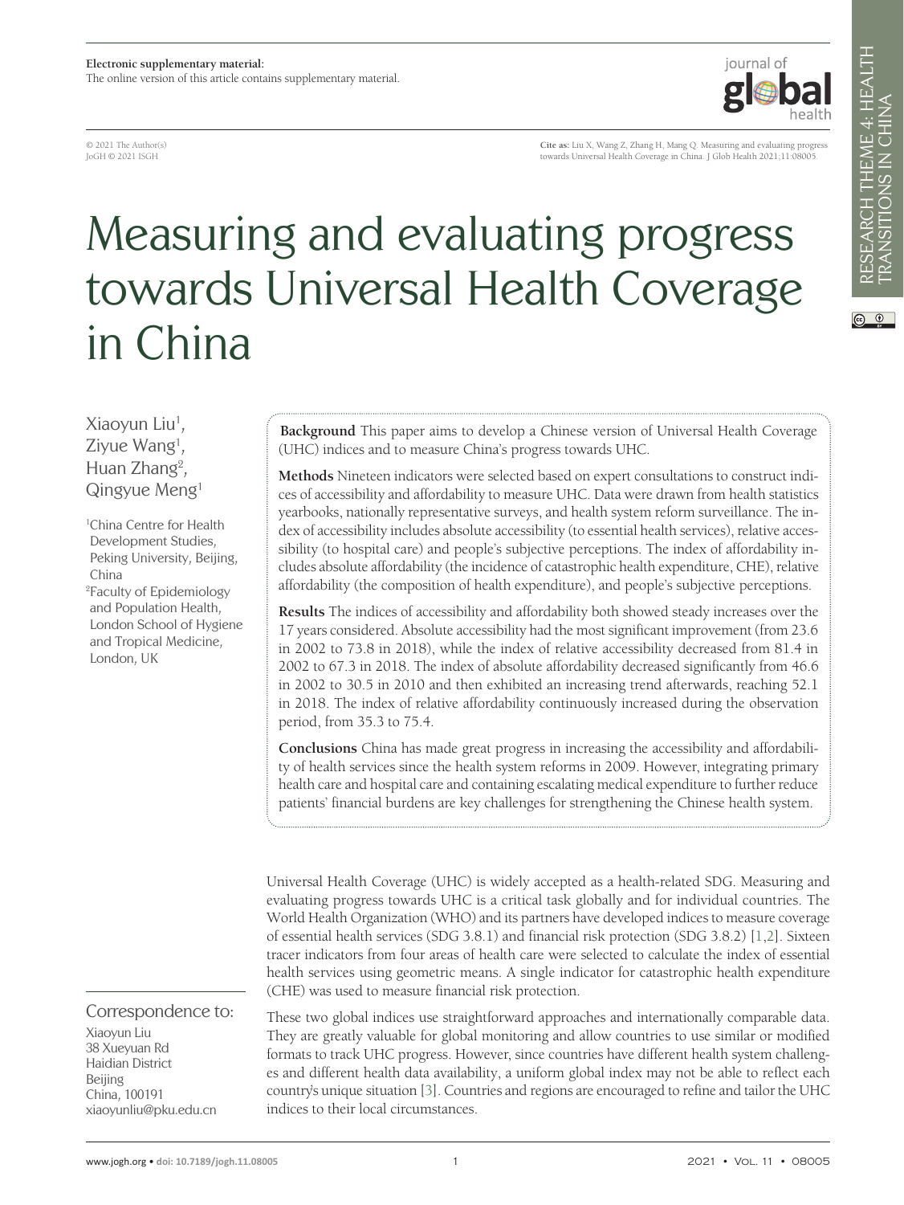**Electronic supplementary material:**
The online version of this article contains supplementary material.

© 2021 The Author(s)
JoGH © 2021 ISGH

**Cite as:** Liu X, Wang Z, Zhang H, Mang Q. Measuring and evaluating progress towards Universal Health Coverage in China. J Glob Health 2021;11:08005.

# Measuring and evaluating progress towards Universal Health Coverage in China

Xiaoyun Liu[1], Ziyue Wang[1], Huan Zhang[2], Qingyue Meng[1]

[1]China Centre for Health Development Studies, Peking University, Beijing, China

[2]Faculty of Epidemiology and Population Health, London School of Hygiene and Tropical Medicine, London, UK

**Background** This paper aims to develop a Chinese version of Universal Health Coverage (UHC) indices and to measure China's progress towards UHC.

**Methods** Nineteen indicators were selected based on expert consultations to construct indices of accessibility and affordability to measure UHC. Data were drawn from health statistics yearbooks, nationally representative surveys, and health system reform surveillance. The index of accessibility includes absolute accessibility (to essential health services), relative accessibility (to hospital care) and people's subjective perceptions. The index of affordability includes absolute affordability (the incidence of catastrophic health expenditure, CHE), relative affordability (the composition of health expenditure), and people's subjective perceptions.

**Results** The indices of accessibility and affordability both showed steady increases over the 17 years considered. Absolute accessibility had the most significant improvement (from 23.6 in 2002 to 73.8 in 2018), while the index of relative accessibility decreased from 81.4 in 2002 to 67.3 in 2018. The index of absolute affordability decreased significantly from 46.6 in 2002 to 30.5 in 2010 and then exhibited an increasing trend afterwards, reaching 52.1 in 2018. The index of relative affordability continuously increased during the observation period, from 35.3 to 75.4.

**Conclusions** China has made great progress in increasing the accessibility and affordability of health services since the health system reforms in 2009. However, integrating primary health care and hospital care and containing escalating medical expenditure to further reduce patients' financial burdens are key challenges for strengthening the Chinese health system.

Universal Health Coverage (UHC) is widely accepted as a health-related SDG. Measuring and evaluating progress towards UHC is a critical task globally and for individual countries. The World Health Organization (WHO) and its partners have developed indices to measure coverage of essential health services (SDG 3.8.1) and financial risk protection (SDG 3.8.2) [1,2]. Sixteen tracer indicators from four areas of health care were selected to calculate the index of essential health services using geometric means. A single indicator for catastrophic health expenditure (CHE) was used to measure financial risk protection.

These two global indices use straightforward approaches and internationally comparable data. They are greatly valuable for global monitoring and allow countries to use similar or modified formats to track UHC progress. However, since countries have different health system challenges and different health data availability, a uniform global index may not be able to reflect each country's unique situation [3]. Countries and regions are encouraged to refine and tailor the UHC indices to their local circumstances.

Correspondence to:
Xiaoyun Liu
38 Xueyuan Rd
Haidian District
Beijing
China, 100191
xiaoyunliu@pku.edu.cn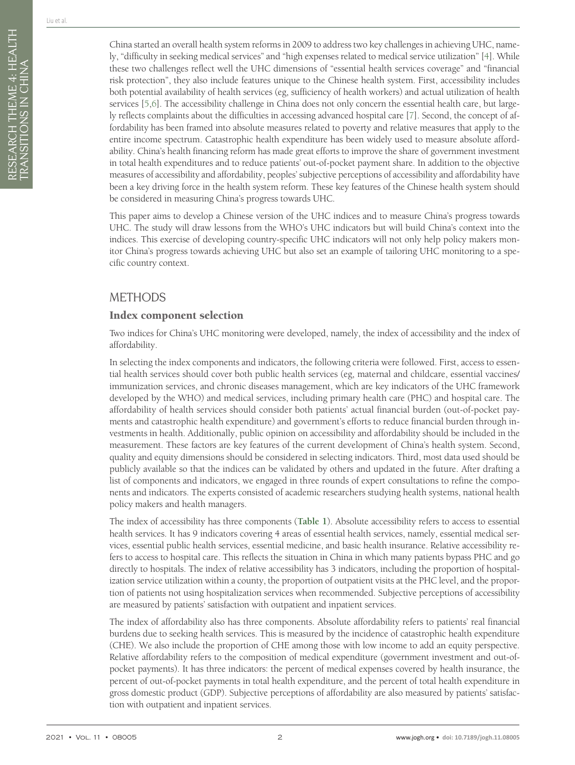China started an overall health system reforms in 2009 to address two key challenges in achieving UHC, namely, "difficulty in seeking medical services" and "high expenses related to medical service utilization" [4]. While these two challenges reflect well the UHC dimensions of "essential health services coverage" and "financial risk protection", they also include features unique to the Chinese health system. First, accessibility includes both potential availability of health services (eg, sufficiency of health workers) and actual utilization of health services [5,6]. The accessibility challenge in China does not only concern the essential health care, but largely reflects complaints about the difficulties in accessing advanced hospital care [7]. Second, the concept of affordability has been framed into absolute measures related to poverty and relative measures that apply to the entire income spectrum. Catastrophic health expenditure has been widely used to measure absolute affordability. China's health financing reform has made great efforts to improve the share of government investment in total health expenditures and to reduce patients' out-of-pocket payment share. In addition to the objective measures of accessibility and affordability, peoples' subjective perceptions of accessibility and affordability have been a key driving force in the health system reform. These key features of the Chinese health system should be considered in measuring China's progress towards UHC.

This paper aims to develop a Chinese version of the UHC indices and to measure China's progress towards UHC. The study will draw lessons from the WHO's UHC indicators but will build China's context into the indices. This exercise of developing country-specific UHC indicators will not only help policy makers monitor China's progress towards achieving UHC but also set an example of tailoring UHC monitoring to a specific country context.

## METHODS

### Index component selection

Two indices for China's UHC monitoring were developed, namely, the index of accessibility and the index of affordability.

In selecting the index components and indicators, the following criteria were followed. First, access to essential health services should cover both public health services (eg, maternal and childcare, essential vaccines/immunization services, and chronic diseases management, which are key indicators of the UHC framework developed by the WHO) and medical services, including primary health care (PHC) and hospital care. The affordability of health services should consider both patients' actual financial burden (out-of-pocket payments and catastrophic health expenditure) and government's efforts to reduce financial burden through investments in health. Additionally, public opinion on accessibility and affordability should be included in the measurement. These factors are key features of the current development of China's health system. Second, quality and equity dimensions should be considered in selecting indicators. Third, most data used should be publicly available so that the indices can be validated by others and updated in the future. After drafting a list of components and indicators, we engaged in three rounds of expert consultations to refine the components and indicators. The experts consisted of academic researchers studying health systems, national health policy makers and health managers.

The index of accessibility has three components (**Table 1**). Absolute accessibility refers to access to essential health services. It has 9 indicators covering 4 areas of essential health services, namely, essential medical services, essential public health services, essential medicine, and basic health insurance. Relative accessibility refers to access to hospital care. This reflects the situation in China in which many patients bypass PHC and go directly to hospitals. The index of relative accessibility has 3 indicators, including the proportion of hospitalization service utilization within a county, the proportion of outpatient visits at the PHC level, and the proportion of patients not using hospitalization services when recommended. Subjective perceptions of accessibility are measured by patients' satisfaction with outpatient and inpatient services.

The index of affordability also has three components. Absolute affordability refers to patients' real financial burdens due to seeking health services. This is measured by the incidence of catastrophic health expenditure (CHE). We also include the proportion of CHE among those with low income to add an equity perspective. Relative affordability refers to the composition of medical expenditure (government investment and out-of-pocket payments). It has three indicators: the percent of medical expenses covered by health insurance, the percent of out-of-pocket payments in total health expenditure, and the percent of total health expenditure in gross domestic product (GDP). Subjective perceptions of affordability are also measured by patients' satisfaction with outpatient and inpatient services.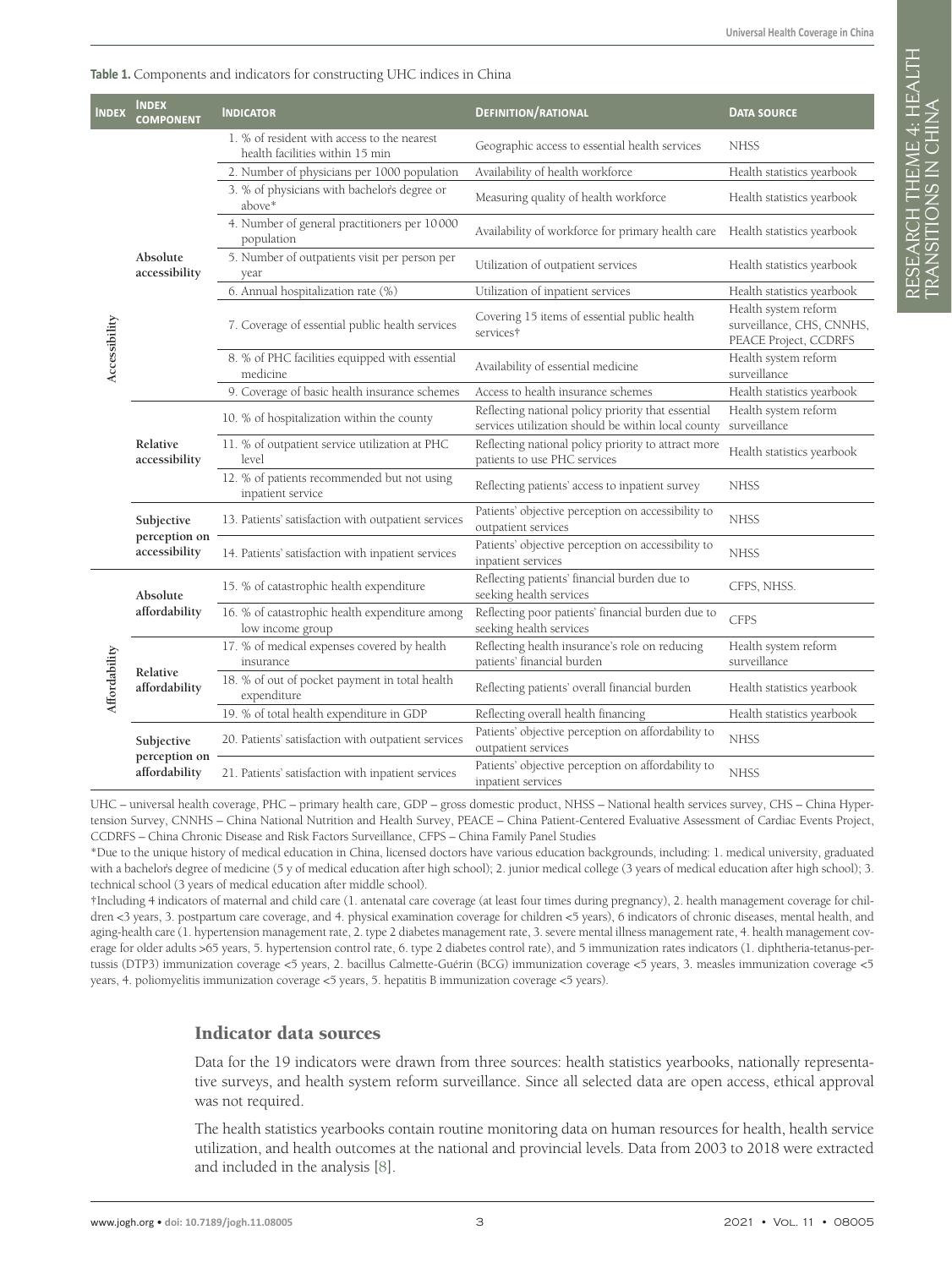**Table 1.** Components and indicators for constructing UHC indices in China

| Index | Index component | Indicator | Definition/rational | Data source |
|---|---|---|---|---|
| Accessibility | Absolute accessibility | 1. % of resident with access to the nearest health facilities within 15 min | Geographic access to essential health services | NHSS |
| | | 2. Number of physicians per 1000 population | Availability of health workforce | Health statistics yearbook |
| | | 3. % of physicians with bachelor's degree or above* | Measuring quality of health workforce | Health statistics yearbook |
| | | 4. Number of general practitioners per 10 000 population | Availability of workforce for primary health care | Health statistics yearbook |
| | | 5. Number of outpatients visit per person per year | Utilization of outpatient services | Health statistics yearbook |
| | | 6. Annual hospitalization rate (%) | Utilization of inpatient services | Health statistics yearbook |
| | | 7. Coverage of essential public health services | Covering 15 items of essential public health services† | Health system reform surveillance, CHS, CNNHS, PEACE Project, CCDRFS |
| | | 8. % of PHC facilities equipped with essential medicine | Availability of essential medicine | Health system reform surveillance |
| | | 9. Coverage of basic health insurance schemes | Access to health insurance schemes | Health statistics yearbook |
| | Relative accessibility | 10. % of hospitalization within the county | Reflecting national policy priority that essential services utilization should be within local county | Health system reform surveillance |
| | | 11. % of outpatient service utilization at PHC level | Reflecting national policy priority to attract more patients to use PHC services | Health statistics yearbook |
| | | 12. % of patients recommended but not using inpatient service | Reflecting patients' access to inpatient survey | NHSS |
| | Subjective perception on accessibility | 13. Patients' satisfaction with outpatient services | Patients' objective perception on accessibility to outpatient services | NHSS |
| | | 14. Patients' satisfaction with inpatient services | Patients' objective perception on accessibility to inpatient services | NHSS |
| Affordability | Absolute affordability | 15. % of catastrophic health expenditure | Reflecting patients' financial burden due to seeking health services | CFPS, NHSS. |
| | | 16. % of catastrophic health expenditure among low income group | Reflecting poor patients' financial burden due to seeking health services | CFPS |
| | Relative affordability | 17. % of medical expenses covered by health insurance | Reflecting health insurance's role on reducing patients' financial burden | Health system reform surveillance |
| | | 18. % of out of pocket payment in total health expenditure | Reflecting patients' overall financial burden | Health statistics yearbook |
| | | 19. % of total health expenditure in GDP | Reflecting overall health financing | Health statistics yearbook |
| | Subjective perception on affordability | 20. Patients' satisfaction with outpatient services | Patients' objective perception on affordability to outpatient services | NHSS |
| | | 21. Patients' satisfaction with inpatient services | Patients' objective perception on affordability to inpatient services | NHSS |

UHC – universal health coverage, PHC – primary health care, GDP – gross domestic product, NHSS – National health services survey, CHS – China Hypertension Survey, CNNHS – China National Nutrition and Health Survey, PEACE – China Patient-Centered Evaluative Assessment of Cardiac Events Project, CCDRFS – China Chronic Disease and Risk Factors Surveillance, CFPS – China Family Panel Studies

*Due to the unique history of medical education in China, licensed doctors have various education backgrounds, including: 1. medical university, graduated with a bachelor's degree of medicine (5 y of medical education after high school); 2. junior medical college (3 years of medical education after high school); 3. technical school (3 years of medical education after middle school).

†Including 4 indicators of maternal and child care (1. antenatal care coverage (at least four times during pregnancy), 2. health management coverage for children <3 years, 3. postpartum care coverage, and 4. physical examination coverage for children <5 years), 6 indicators of chronic diseases, mental health, and aging-health care (1. hypertension management rate, 2. type 2 diabetes management rate, 3. severe mental illness management rate, 4. health management coverage for older adults >65 years, 5. hypertension control rate, 6. type 2 diabetes control rate), and 5 immunization rates indicators (1. diphtheria-tetanus-pertussis (DTP3) immunization coverage <5 years, 2. bacillus Calmette-Guérin (BCG) immunization coverage <5 years, 3. measles immunization coverage <5 years, 4. poliomyelitis immunization coverage <5 years, 5. hepatitis B immunization coverage <5 years).

## Indicator data sources

Data for the 19 indicators were drawn from three sources: health statistics yearbooks, nationally representative surveys, and health system reform surveillance. Since all selected data are open access, ethical approval was not required.

The health statistics yearbooks contain routine monitoring data on human resources for health, health service utilization, and health outcomes at the national and provincial levels. Data from 2003 to 2018 were extracted and included in the analysis [8].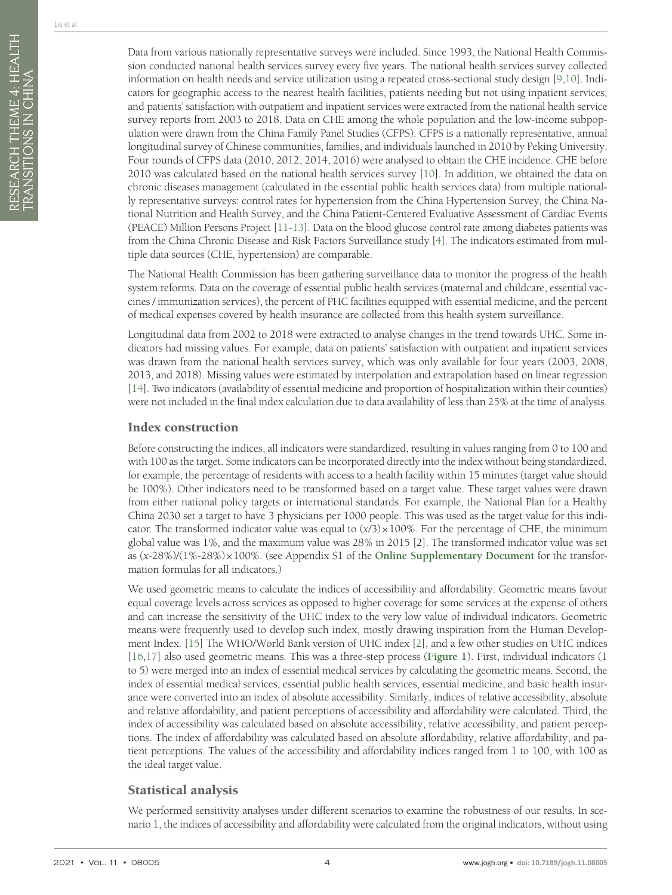Data from various nationally representative surveys were included. Since 1993, the National Health Commission conducted national health services survey every five years. The national health services survey collected information on health needs and service utilization using a repeated cross-sectional study design [9,10]. Indicators for geographic access to the nearest health facilities, patients needing but not using inpatient services, and patients' satisfaction with outpatient and inpatient services were extracted from the national health service survey reports from 2003 to 2018. Data on CHE among the whole population and the low-income subpopulation were drawn from the China Family Panel Studies (CFPS). CFPS is a nationally representative, annual longitudinal survey of Chinese communities, families, and individuals launched in 2010 by Peking University. Four rounds of CFPS data (2010, 2012, 2014, 2016) were analysed to obtain the CHE incidence. CHE before 2010 was calculated based on the national health services survey [10]. In addition, we obtained the data on chronic diseases management (calculated in the essential public health services data) from multiple nationally representative surveys: control rates for hypertension from the China Hypertension Survey, the China National Nutrition and Health Survey, and the China Patient-Centered Evaluative Assessment of Cardiac Events (PEACE) Million Persons Project [11-13]. Data on the blood glucose control rate among diabetes patients was from the China Chronic Disease and Risk Factors Surveillance study [4]. The indicators estimated from multiple data sources (CHE, hypertension) are comparable.

The National Health Commission has been gathering surveillance data to monitor the progress of the health system reforms. Data on the coverage of essential public health services (maternal and childcare, essential vaccines / immunization services), the percent of PHC facilities equipped with essential medicine, and the percent of medical expenses covered by health insurance are collected from this health system surveillance.

Longitudinal data from 2002 to 2018 were extracted to analyse changes in the trend towards UHC. Some indicators had missing values. For example, data on patients' satisfaction with outpatient and inpatient services was drawn from the national health services survey, which was only available for four years (2003, 2008, 2013, and 2018). Missing values were estimated by interpolation and extrapolation based on linear regression [14]. Two indicators (availability of essential medicine and proportion of hospitalization within their counties) were not included in the final index calculation due to data availability of less than 25% at the time of analysis.

## Index construction

Before constructing the indices, all indicators were standardized, resulting in values ranging from 0 to 100 and with 100 as the target. Some indicators can be incorporated directly into the index without being standardized, for example, the percentage of residents with access to a health facility within 15 minutes (target value should be 100%). Other indicators need to be transformed based on a target value. These target values were drawn from either national policy targets or international standards. For example, the National Plan for a Healthy China 2030 set a target to have 3 physicians per 1000 people. This was used as the target value for this indicator. The transformed indicator value was equal to $(x/3)\times 100\%$. For the percentage of CHE, the minimum global value was 1%, and the maximum value was 28% in 2015 [2]. The transformed indicator value was set as $(x\text{-}28\%)/(1\%\text{-}28\%)\times 100\%$. (see Appendix S1 of the **Online Supplementary Document** for the transformation formulas for all indicators.)

We used geometric means to calculate the indices of accessibility and affordability. Geometric means favour equal coverage levels across services as opposed to higher coverage for some services at the expense of others and can increase the sensitivity of the UHC index to the very low value of individual indicators. Geometric means were frequently used to develop such index, mostly drawing inspiration from the Human Development Index. [15] The WHO/World Bank version of UHC index [2], and a few other studies on UHC indices [16,17] also used geometric means. This was a three-step process (**Figure 1**). First, individual indicators (1 to 5) were merged into an index of essential medical services by calculating the geometric means. Second, the index of essential medical services, essential public health services, essential medicine, and basic health insurance were converted into an index of absolute accessibility. Similarly, indices of relative accessibility, absolute and relative affordability, and patient perceptions of accessibility and affordability were calculated. Third, the index of accessibility was calculated based on absolute accessibility, relative accessibility, and patient perceptions. The index of affordability was calculated based on absolute affordability, relative affordability, and patient perceptions. The values of the accessibility and affordability indices ranged from 1 to 100, with 100 as the ideal target value.

## Statistical analysis

We performed sensitivity analyses under different scenarios to examine the robustness of our results. In scenario 1, the indices of accessibility and affordability were calculated from the original indicators, without using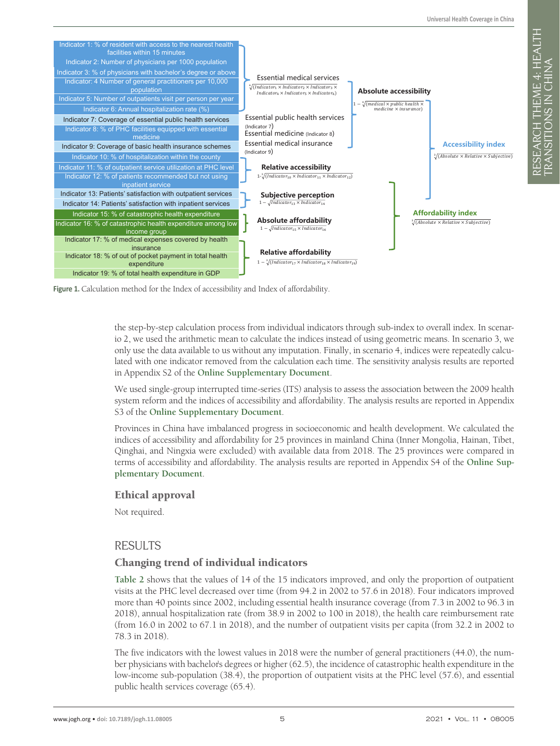Indicator 1: % of resident with access to the nearest health facilities within 15 minutes
Indicator 2: Number of physicians per 1000 population
Indicator 3: % of physicians with bachelor's degree or above
Indicator: 4 Number of general practitioners per 10,000 population
Indicator 5: Number of outpatients visit per person per year
Indicator 6: Annual hospitalization rate (%)
Indicator 7: Coverage of essential public health services
Indicator 8: % of PHC facilities equipped with essential medicine
Indicator 9: Coverage of basic health insurance schemes
Indicator 10: % of hospitalization within the county
Indicator 11: % of outpatient service utilization at PHC level
Indicator 12: % of patients recommended but not using inpatient service
Indicator 13: Patients' satisfaction with outpatient services
Indicator 14: Patients' satisfaction with inpatient services
Indicator 15: % of catastrophic health expenditure
Indicator 16: % of catastrophic health expenditure among low income group
Indicator 17: % of medical expenses covered by health insurance
Indicator 18: % of out of pocket payment in total health expenditure
Indicator 19: % of total health expenditure in GDP

Essential medical services: $\sqrt[6]{(Indicator_1 \times Indicator_2 \times Indicator_3 \times Indicator_4 \times Indicator_5 \times Indicator_6)}$

Essential public health services (Indicator 7)

Essential medicine (Indicator 8)

Essential medical insurance (Indicator 9)

Absolute accessibility: $1 - \sqrt[4]{(medical \times public\ health \times medicine \times insurance)}$

Relative accessibility: $1 - \sqrt[3]{(Indicator_{10} \times Indicator_{11} \times Indicator_{12})}$

Subjective perception: $1 - \sqrt{Indicator_{13} \times Indicator_{14}}$

Accessibility index: $\sqrt[3]{(Absolute \times Relative \times Subjective)}$

Absolute affordability: $1 - \sqrt{Indicator_{15} \times Indicator_{16}}$

Relative affordability: $1 - \sqrt[3]{(Indicator_{17} \times Indicator_{18} \times Indicator_{19})}$

Affordability index: $\sqrt[3]{(Absolute \times Relative \times Subjective)}$

**Figure 1.** Calculation method for the Index of accessibility and Index of affordability.

the step-by-step calculation process from individual indicators through sub-index to overall index. In scenario 2, we used the arithmetic mean to calculate the indices instead of using geometric means. In scenario 3, we only use the data available to us without any imputation. Finally, in scenario 4, indices were repeatedly calculated with one indicator removed from the calculation each time. The sensitivity analysis results are reported in Appendix S2 of the **Online Supplementary Document**.

We used single-group interrupted time-series (ITS) analysis to assess the association between the 2009 health system reform and the indices of accessibility and affordability. The analysis results are reported in Appendix S3 of the **Online Supplementary Document**.

Provinces in China have imbalanced progress in socioeconomic and health development. We calculated the indices of accessibility and affordability for 25 provinces in mainland China (Inner Mongolia, Hainan, Tibet, Qinghai, and Ningxia were excluded) with available data from 2018. The 25 provinces were compared in terms of accessibility and affordability. The analysis results are reported in Appendix S4 of the **Online Supplementary Document**.

### Ethical approval

Not required.

## RESULTS

### Changing trend of individual indicators

**Table 2** shows that the values of 14 of the 15 indicators improved, and only the proportion of outpatient visits at the PHC level decreased over time (from 94.2 in 2002 to 57.6 in 2018). Four indicators improved more than 40 points since 2002, including essential health insurance coverage (from 7.3 in 2002 to 96.3 in 2018), annual hospitalization rate (from 38.9 in 2002 to 100 in 2018), the health care reimbursement rate (from 16.0 in 2002 to 67.1 in 2018), and the number of outpatient visits per capita (from 32.2 in 2002 to 78.3 in 2018).

The five indicators with the lowest values in 2018 were the number of general practitioners (44.0), the number physicians with bachelor's degrees or higher (62.5), the incidence of catastrophic health expenditure in the low-income sub-population (38.4), the proportion of outpatient visits at the PHC level (57.6), and essential public health services coverage (65.4).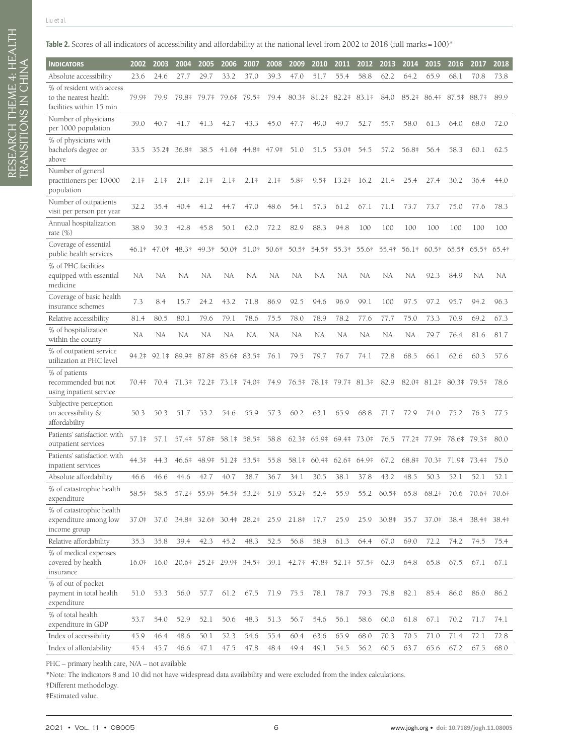**Table 2.** Scores of all indicators of accessibility and affordability at the national level from 2002 to 2018 (full marks = 100)*

| Indicators | 2002 | 2003 | 2004 | 2005 | 2006 | 2007 | 2008 | 2009 | 2010 | 2011 | 2012 | 2013 | 2014 | 2015 | 2016 | 2017 | 2018 |
|---|---|---|---|---|---|---|---|---|---|---|---|---|---|---|---|---|---|
| Absolute accessibility | 23.6 | 24.6 | 27.7 | 29.7 | 33.2 | 37.0 | 39.3 | 47.0 | 51.7 | 55.4 | 58.8 | 62.2 | 64.2 | 65.9 | 68.1 | 70.8 | 73.8 |
| % of resident with access to the nearest health facilities within 15 min | 79.9‡ | 79.9 | 79.8‡ | 79.7‡ | 79.6‡ | 79.5‡ | 79.4 | 80.3‡ | 81.2‡ | 82.2‡ | 83.1‡ | 84.0 | 85.2‡ | 86.4‡ | 87.5‡ | 88.7‡ | 89.9 |
| Number of physicians per 1000 population | 39.0 | 40.7 | 41.7 | 41.3 | 42.7 | 43.3 | 45.0 | 47.7 | 49.0 | 49.7 | 52.7 | 55.7 | 58.0 | 61.3 | 64.0 | 68.0 | 72.0 |
| % of physicians with bachelor's degree or above | 33.5 | 35.2‡ | 36.8‡ | 38.5 | 41.6‡ | 44.8‡ | 47.9‡ | 51.0 | 51.5 | 53.0‡ | 54.5 | 57.2 | 56.8‡ | 56.4 | 58.3 | 60.1 | 62.5 |
| Number of general practitioners per 10000 population | 2.1‡ | 2.1‡ | 2.1‡ | 2.1‡ | 2.1‡ | 2.1‡ | 2.1‡ | 5.8‡ | 9.5‡ | 13.2‡ | 16.2 | 21.4 | 25.4 | 27.4 | 30.2 | 36.4 | 44.0 |
| Number of outpatients visit per person per year | 32.2 | 35.4 | 40.4 | 41.2 | 44.7 | 47.0 | 48.6 | 54.1 | 57.3 | 61.2 | 67.1 | 71.1 | 73.7 | 73.7 | 75.0 | 77.6 | 78.3 |
| Annual hospitalization rate (%) | 38.9 | 39.3 | 42.8 | 45.8 | 50.1 | 62.0 | 72.2 | 82.9 | 88.3 | 94.8 | 100 | 100 | 100 | 100 | 100 | 100 | 100 |
| Coverage of essential public health services | 46.1† | 47.0† | 48.3† | 49.3† | 50.0† | 51.0† | 50.6† | 50.5† | 54.5† | 55.3† | 55.6† | 55.4† | 56.1† | 60.5† | 65.5† | 65.5† | 65.4† |
| % of PHC facilities equipped with essential medicine | NA | NA | NA | NA | NA | NA | NA | NA | NA | NA | NA | NA | NA | 92.3 | 84.9 | NA | NA |
| Coverage of basic health insurance schemes | 7.3 | 8.4 | 15.7 | 24.2 | 43.2 | 71.8 | 86.9 | 92.5 | 94.6 | 96.9 | 99.1 | 100 | 97.5 | 97.2 | 95.7 | 94.2 | 96.3 |
| Relative accessibility | 81.4 | 80.5 | 80.1 | 79.6 | 79.1 | 78.6 | 75.5 | 78.0 | 78.9 | 78.2 | 77.6 | 77.7 | 75.0 | 73.3 | 70.9 | 69.2 | 67.3 |
| % of hospitalization within the county | NA | NA | NA | NA | NA | NA | NA | NA | NA | NA | NA | NA | NA | 79.7 | 76.4 | 81.6 | 81.7 |
| % of outpatient service utilization at PHC level | 94.2‡ | 92.1‡ | 89.9‡ | 87.8‡ | 85.6‡ | 83.5‡ | 76.1 | 79.5 | 79.7 | 76.7 | 74.1 | 72.8 | 68.5 | 66.1 | 62.6 | 60.3 | 57.6 |
| % of patients recommended but not using inpatient service | 70.4‡ | 70.4 | 71.3‡ | 72.2‡ | 73.1‡ | 74.0‡ | 74.9 | 76.5‡ | 78.1‡ | 79.7‡ | 81.3‡ | 82.9 | 82.0‡ | 81.2‡ | 80.3‡ | 79.5‡ | 78.6 |
| Subjective perception on accessibility & affordability | 50.3 | 50.3 | 51.7 | 53.2 | 54.6 | 55.9 | 57.3 | 60.2 | 63.1 | 65.9 | 68.8 | 71.7 | 72.9 | 74.0 | 75.2 | 76.3 | 77.5 |
| Patients' satisfaction with outpatient services | 57.1‡ | 57.1 | 57.4‡ | 57.8‡ | 58.1‡ | 58.5‡ | 58.8 | 62.3‡ | 65.9‡ | 69.4‡ | 73.0‡ | 76.5 | 77.2‡ | 77.9‡ | 78.6‡ | 79.3‡ | 80.0 |
| Patients' satisfaction with inpatient services | 44.3‡ | 44.3 | 46.6‡ | 48.9‡ | 51.2‡ | 53.5‡ | 55.8 | 58.1‡ | 60.4‡ | 62.6‡ | 64.9‡ | 67.2 | 68.8‡ | 70.3‡ | 71.9‡ | 73.4‡ | 75.0 |
| Absolute affordability | 46.6 | 46.6 | 44.6 | 42.7 | 40.7 | 38.7 | 36.7 | 34.1 | 30.5 | 38.1 | 37.8 | 43.2 | 48.5 | 50.3 | 52.1 | 52.1 | 52.1 |
| % of catastrophic health expenditure | 58.5‡ | 58.5 | 57.2‡ | 55.9‡ | 54.5‡ | 53.2‡ | 51.9 | 53.2‡ | 52.4 | 55.9 | 55.2 | 60.5‡ | 65.8 | 68.2‡ | 70.6 | 70.6‡ | 70.6‡ |
| % of catastrophic health expenditure among low income group | 37.0‡ | 37.0 | 34.8‡ | 32.6‡ | 30.4‡ | 28.2‡ | 25.9 | 21.8‡ | 17.7 | 25.9 | 25.9 | 30.8‡ | 35.7 | 37.0‡ | 38.4 | 38.4‡ | 38.4‡ |
| Relative affordability | 35.3 | 35.8 | 39.4 | 42.3 | 45.2 | 48.3 | 52.5 | 56.8 | 58.8 | 61.3 | 64.4 | 67.0 | 69.0 | 72.2 | 74.2 | 74.5 | 75.4 |
| % of medical expenses covered by health insurance | 16.0‡ | 16.0 | 20.6‡ | 25.2‡ | 29.9‡ | 34.5‡ | 39.1 | 42.7‡ | 47.8‡ | 52.1‡ | 57.5‡ | 62.9 | 64.8 | 65.8 | 67.5 | 67.1 | 67.1 |
| % of out of pocket payment in total health expenditure | 51.0 | 53.3 | 56.0 | 57.7 | 61.2 | 67.5 | 71.9 | 75.5 | 78.1 | 78.7 | 79.3 | 79.8 | 82.1 | 85.4 | 86.0 | 86.0 | 86.2 |
| % of total health expenditure in GDP | 53.7 | 54.0 | 52.9 | 52.1 | 50.6 | 48.3 | 51.3 | 56.7 | 54.6 | 56.1 | 58.6 | 60.0 | 61.8 | 67.1 | 70.2 | 71.7 | 74.1 |
| Index of accessibility | 45.9 | 46.4 | 48.6 | 50.1 | 52.3 | 54.6 | 55.4 | 60.4 | 63.6 | 65.9 | 68.0 | 70.3 | 70.5 | 71.0 | 71.4 | 72.1 | 72.8 |
| Index of affordability | 45.4 | 45.7 | 46.6 | 47.1 | 47.5 | 47.8 | 48.4 | 49.4 | 49.1 | 54.5 | 56.2 | 60.5 | 63.7 | 65.6 | 67.2 | 67.5 | 68.0 |

PHC – primary health care, N/A – not available

*Note: The indicators 8 and 10 did not have widespread data availability and were excluded from the index calculations.

†Different methodology.

‡Estimated value.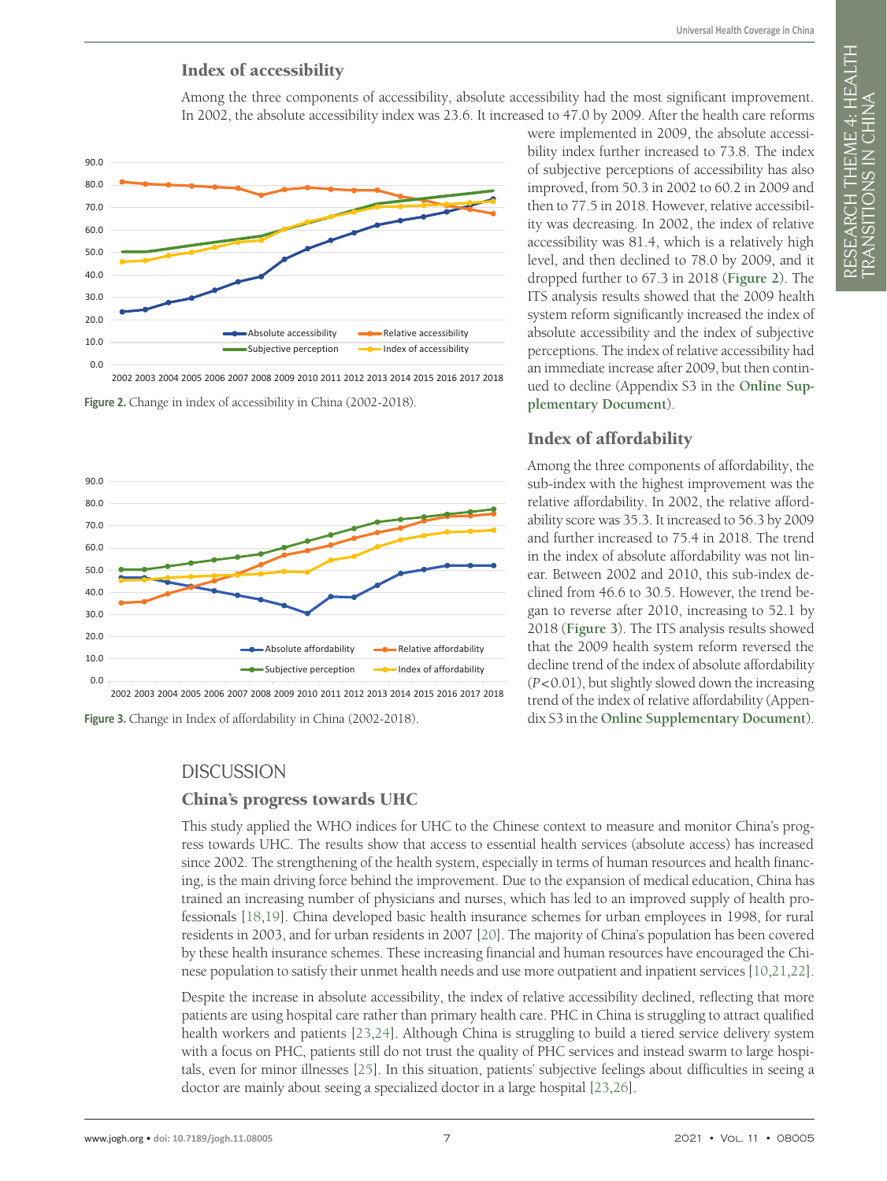### Index of accessibility

Among the three components of accessibility, absolute accessibility had the most significant improvement. In 2002, the absolute accessibility index was 23.6. It increased to 47.0 by 2009. After the health care reforms were implemented in 2009, the absolute accessibility index further increased to 73.8. The index of subjective perceptions of accessibility has also improved, from 50.3 in 2002 to 60.2 in 2009 and then to 77.5 in 2018. However, relative accessibility was decreasing. In 2002, the index of relative accessibility was 81.4, which is a relatively high level, and then declined to 78.0 by 2009, and it dropped further to 67.3 in 2018 (**Figure 2**). The ITS analysis results showed that the 2009 health system reform significantly increased the index of absolute accessibility and the index of subjective perceptions. The index of relative accessibility had an immediate increase after 2009, but then continued to decline (Appendix S3 in the **Online Supplementary Document**).

**Figure 2.** Change in index of accessibility in China (2002-2018).

### Index of affordability

Among the three components of affordability, the sub-index with the highest improvement was the relative affordability. In 2002, the relative affordability score was 35.3. It increased to 56.3 by 2009 and further increased to 75.4 in 2018. The trend in the index of absolute affordability was not linear. Between 2002 and 2010, this sub-index declined from 46.6 to 30.5. However, the trend began to reverse after 2010, increasing to 52.1 by 2018 (**Figure 3**). The ITS analysis results showed that the 2009 health system reform reversed the decline trend of the index of absolute affordability ($P<0.01$), but slightly slowed down the increasing trend of the index of relative affordability (Appendix S3 in the **Online Supplementary Document**).

**Figure 3.** Change in Index of affordability in China (2002-2018).

## DISCUSSION

### China's progress towards UHC

This study applied the WHO indices for UHC to the Chinese context to measure and monitor China's progress towards UHC. The results show that access to essential health services (absolute access) has increased since 2002. The strengthening of the health system, especially in terms of human resources and health financing, is the main driving force behind the improvement. Due to the expansion of medical education, China has trained an increasing number of physicians and nurses, which has led to an improved supply of health professionals [18,19]. China developed basic health insurance schemes for urban employees in 1998, for rural residents in 2003, and for urban residents in 2007 [20]. The majority of China's population has been covered by these health insurance schemes. These increasing financial and human resources have encouraged the Chinese population to satisfy their unmet health needs and use more outpatient and inpatient services [10,21,22].

Despite the increase in absolute accessibility, the index of relative accessibility declined, reflecting that more patients are using hospital care rather than primary health care. PHC in China is struggling to attract qualified health workers and patients [23,24]. Although China is struggling to build a tiered service delivery system with a focus on PHC, patients still do not trust the quality of PHC services and instead swarm to large hospitals, even for minor illnesses [25]. In this situation, patients' subjective feelings about difficulties in seeing a doctor are mainly about seeing a specialized doctor in a large hospital [23,26].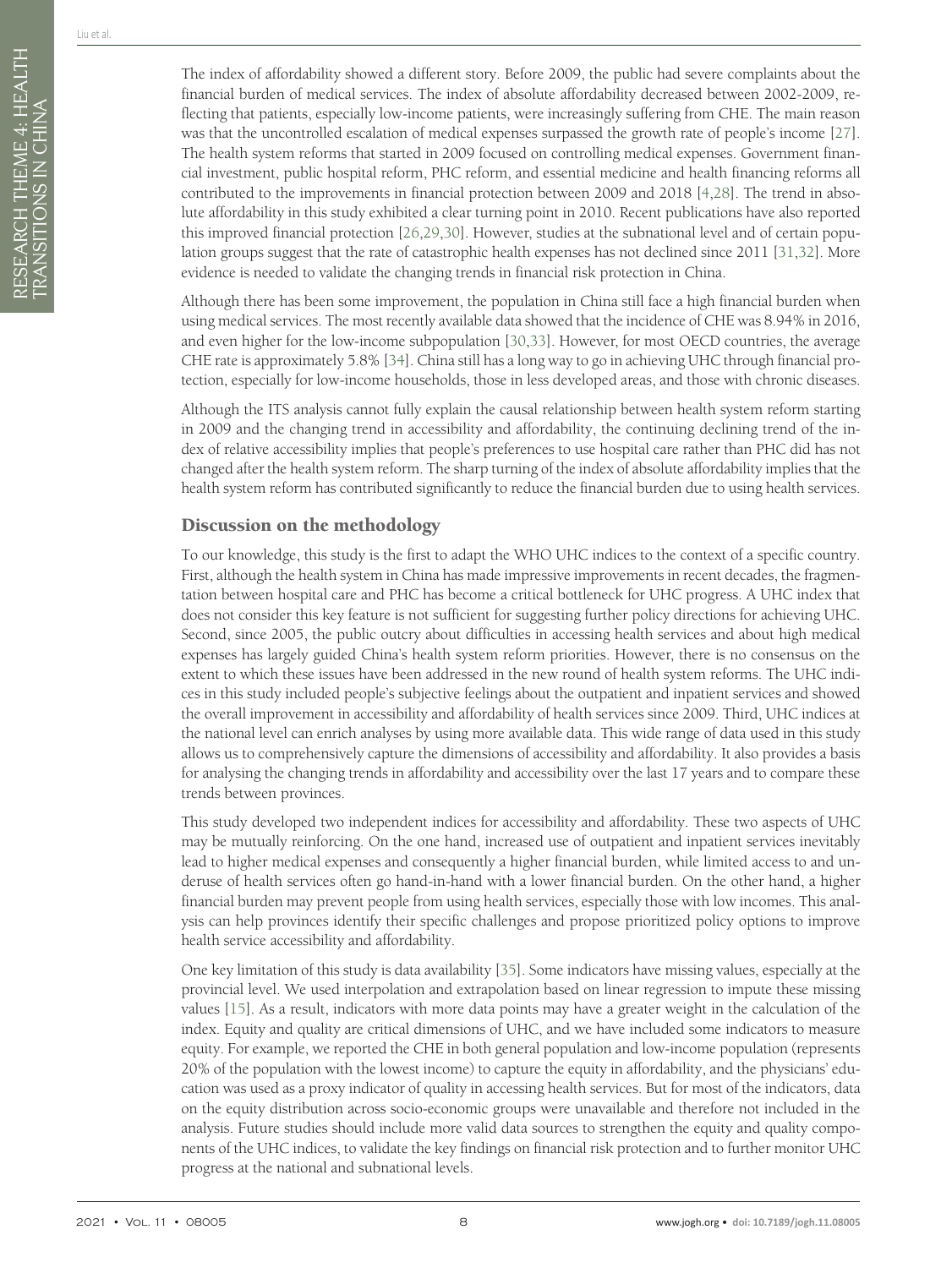The index of affordability showed a different story. Before 2009, the public had severe complaints about the financial burden of medical services. The index of absolute affordability decreased between 2002-2009, reflecting that patients, especially low-income patients, were increasingly suffering from CHE. The main reason was that the uncontrolled escalation of medical expenses surpassed the growth rate of people's income [27]. The health system reforms that started in 2009 focused on controlling medical expenses. Government financial investment, public hospital reform, PHC reform, and essential medicine and health financing reforms all contributed to the improvements in financial protection between 2009 and 2018 [4,28]. The trend in absolute affordability in this study exhibited a clear turning point in 2010. Recent publications have also reported this improved financial protection [26,29,30]. However, studies at the subnational level and of certain population groups suggest that the rate of catastrophic health expenses has not declined since 2011 [31,32]. More evidence is needed to validate the changing trends in financial risk protection in China.

Although there has been some improvement, the population in China still face a high financial burden when using medical services. The most recently available data showed that the incidence of CHE was 8.94% in 2016, and even higher for the low-income subpopulation [30,33]. However, for most OECD countries, the average CHE rate is approximately 5.8% [34]. China still has a long way to go in achieving UHC through financial protection, especially for low-income households, those in less developed areas, and those with chronic diseases.

Although the ITS analysis cannot fully explain the causal relationship between health system reform starting in 2009 and the changing trend in accessibility and affordability, the continuing declining trend of the index of relative accessibility implies that people's preferences to use hospital care rather than PHC did has not changed after the health system reform. The sharp turning of the index of absolute affordability implies that the health system reform has contributed significantly to reduce the financial burden due to using health services.

## Discussion on the methodology

To our knowledge, this study is the first to adapt the WHO UHC indices to the context of a specific country. First, although the health system in China has made impressive improvements in recent decades, the fragmentation between hospital care and PHC has become a critical bottleneck for UHC progress. A UHC index that does not consider this key feature is not sufficient for suggesting further policy directions for achieving UHC. Second, since 2005, the public outcry about difficulties in accessing health services and about high medical expenses has largely guided China's health system reform priorities. However, there is no consensus on the extent to which these issues have been addressed in the new round of health system reforms. The UHC indices in this study included people's subjective feelings about the outpatient and inpatient services and showed the overall improvement in accessibility and affordability of health services since 2009. Third, UHC indices at the national level can enrich analyses by using more available data. This wide range of data used in this study allows us to comprehensively capture the dimensions of accessibility and affordability. It also provides a basis for analysing the changing trends in affordability and accessibility over the last 17 years and to compare these trends between provinces.

This study developed two independent indices for accessibility and affordability. These two aspects of UHC may be mutually reinforcing. On the one hand, increased use of outpatient and inpatient services inevitably lead to higher medical expenses and consequently a higher financial burden, while limited access to and underuse of health services often go hand-in-hand with a lower financial burden. On the other hand, a higher financial burden may prevent people from using health services, especially those with low incomes. This analysis can help provinces identify their specific challenges and propose prioritized policy options to improve health service accessibility and affordability.

One key limitation of this study is data availability [35]. Some indicators have missing values, especially at the provincial level. We used interpolation and extrapolation based on linear regression to impute these missing values [15]. As a result, indicators with more data points may have a greater weight in the calculation of the index. Equity and quality are critical dimensions of UHC, and we have included some indicators to measure equity. For example, we reported the CHE in both general population and low-income population (represents 20% of the population with the lowest income) to capture the equity in affordability, and the physicians' education was used as a proxy indicator of quality in accessing health services. But for most of the indicators, data on the equity distribution across socio-economic groups were unavailable and therefore not included in the analysis. Future studies should include more valid data sources to strengthen the equity and quality components of the UHC indices, to validate the key findings on financial risk protection and to further monitor UHC progress at the national and subnational levels.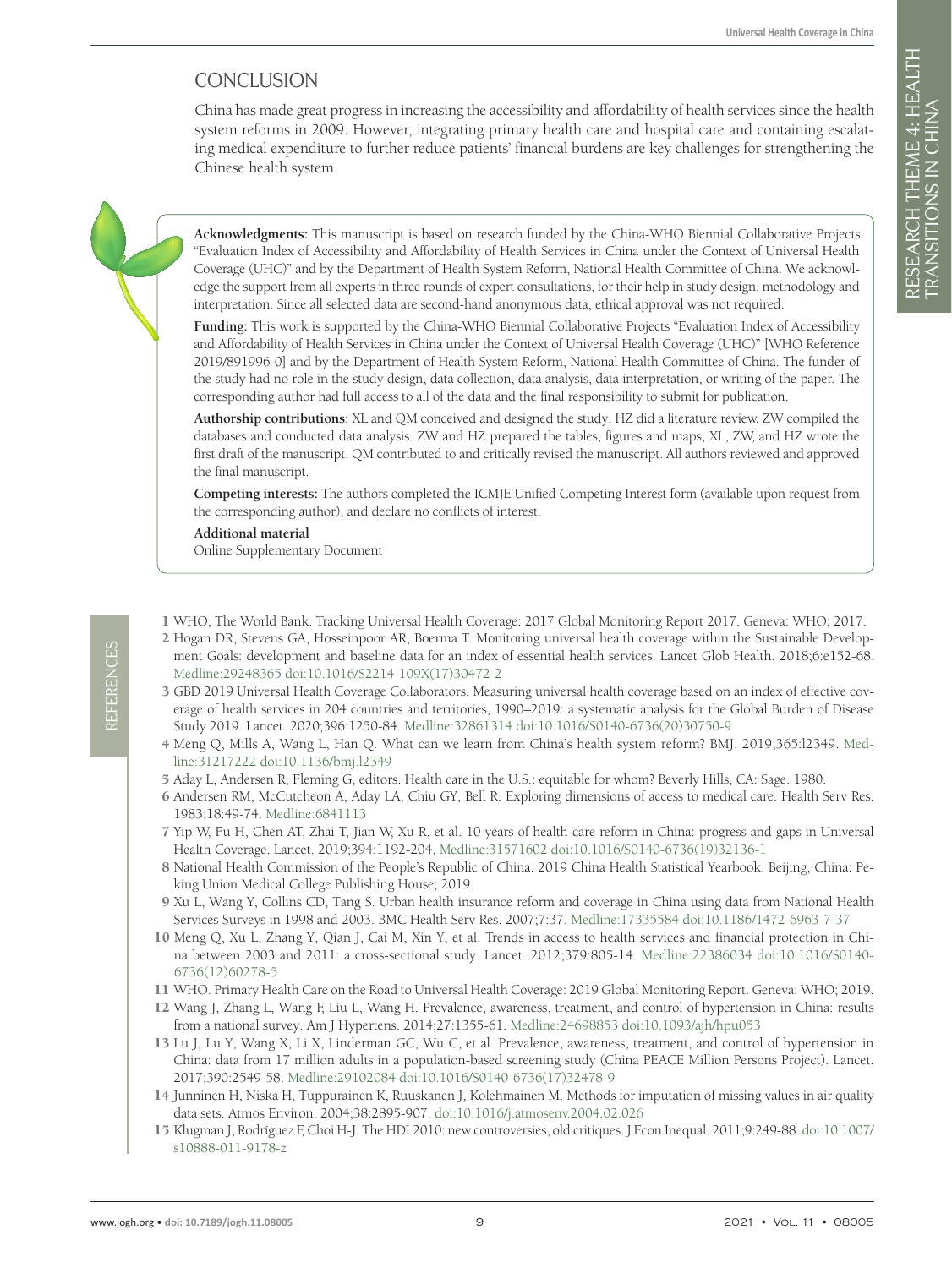## CONCLUSION

China has made great progress in increasing the accessibility and affordability of health services since the health system reforms in 2009. However, integrating primary health care and hospital care and containing escalating medical expenditure to further reduce patients' financial burdens are key challenges for strengthening the Chinese health system.

**Acknowledgments:** This manuscript is based on research funded by the China-WHO Biennial Collaborative Projects "Evaluation Index of Accessibility and Affordability of Health Services in China under the Context of Universal Health Coverage (UHC)" and by the Department of Health System Reform, National Health Committee of China. We acknowledge the support from all experts in three rounds of expert consultations, for their help in study design, methodology and interpretation. Since all selected data are second-hand anonymous data, ethical approval was not required.

**Funding:** This work is supported by the China-WHO Biennial Collaborative Projects "Evaluation Index of Accessibility and Affordability of Health Services in China under the Context of Universal Health Coverage (UHC)" [WHO Reference 2019/891996-0] and by the Department of Health System Reform, National Health Committee of China. The funder of the study had no role in the study design, data collection, data analysis, data interpretation, or writing of the paper. The corresponding author had full access to all of the data and the final responsibility to submit for publication.

**Authorship contributions:** XL and QM conceived and designed the study. HZ did a literature review. ZW compiled the databases and conducted data analysis. ZW and HZ prepared the tables, figures and maps; XL, ZW, and HZ wrote the first draft of the manuscript. QM contributed to and critically revised the manuscript. All authors reviewed and approved the final manuscript.

**Competing interests:** The authors completed the ICMJE Unified Competing Interest form (available upon request from the corresponding author), and declare no conflicts of interest.

**Additional material**

Online Supplementary Document

## REFERENCES

1 WHO, The World Bank. Tracking Universal Health Coverage: 2017 Global Monitoring Report 2017. Geneva: WHO; 2017.

2 Hogan DR, Stevens GA, Hosseinpoor AR, Boerma T. Monitoring universal health coverage within the Sustainable Development Goals: development and baseline data for an index of essential health services. Lancet Glob Health. 2018;6:e152-68. Medline:29248365 doi:10.1016/S2214-109X(17)30472-2

3 GBD 2019 Universal Health Coverage Collaborators. Measuring universal health coverage based on an index of effective coverage of health services in 204 countries and territories, 1990–2019: a systematic analysis for the Global Burden of Disease Study 2019. Lancet. 2020;396:1250-84. Medline:32861314 doi:10.1016/S0140-6736(20)30750-9

4 Meng Q, Mills A, Wang L, Han Q. What can we learn from China's health system reform? BMJ. 2019;365:l2349. Medline:31217222 doi:10.1136/bmj.l2349

5 Aday L, Andersen R, Fleming G, editors. Health care in the U.S.: equitable for whom? Beverly Hills, CA: Sage. 1980.

6 Andersen RM, McCutcheon A, Aday LA, Chiu GY, Bell R. Exploring dimensions of access to medical care. Health Serv Res. 1983;18:49-74. Medline:6841113

7 Yip W, Fu H, Chen AT, Zhai T, Jian W, Xu R, et al. 10 years of health-care reform in China: progress and gaps in Universal Health Coverage. Lancet. 2019;394:1192-204. Medline:31571602 doi:10.1016/S0140-6736(19)32136-1

8 National Health Commission of the People's Republic of China. 2019 China Health Statistical Yearbook. Beijing, China: Peking Union Medical College Publishing House; 2019.

9 Xu L, Wang Y, Collins CD, Tang S. Urban health insurance reform and coverage in China using data from National Health Services Surveys in 1998 and 2003. BMC Health Serv Res. 2007;7:37. Medline:17335584 doi:10.1186/1472-6963-7-37

10 Meng Q, Xu L, Zhang Y, Qian J, Cai M, Xin Y, et al. Trends in access to health services and financial protection in China between 2003 and 2011: a cross-sectional study. Lancet. 2012;379:805-14. Medline:22386034 doi:10.1016/S0140-6736(12)60278-5

11 WHO. Primary Health Care on the Road to Universal Health Coverage: 2019 Global Monitoring Report. Geneva: WHO; 2019.

12 Wang J, Zhang L, Wang F, Liu L, Wang H. Prevalence, awareness, treatment, and control of hypertension in China: results from a national survey. Am J Hypertens. 2014;27:1355-61. Medline:24698853 doi:10.1093/ajh/hpu053

13 Lu J, Lu Y, Wang X, Li X, Linderman GC, Wu C, et al. Prevalence, awareness, treatment, and control of hypertension in China: data from 17 million adults in a population-based screening study (China PEACE Million Persons Project). Lancet. 2017;390:2549-58. Medline:29102084 doi:10.1016/S0140-6736(17)32478-9

14 Junninen H, Niska H, Tuppurainen K, Ruuskanen J, Kolehmainen M. Methods for imputation of missing values in air quality data sets. Atmos Environ. 2004;38:2895-907. doi:10.1016/j.atmosenv.2004.02.026

15 Klugman J, Rodríguez F, Choi H-J. The HDI 2010: new controversies, old critiques. J Econ Inequal. 2011;9:249-88. doi:10.1007/s10888-011-9178-z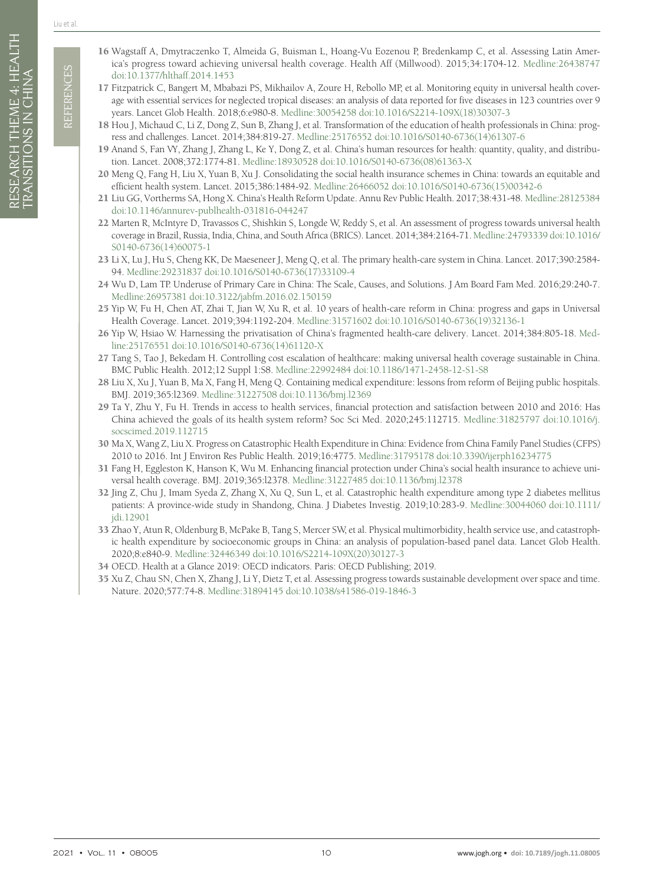16 Wagstaff A, Dmytraczenko T, Almeida G, Buisman L, Hoang-Vu Eozenou P, Bredenkamp C, et al. Assessing Latin America's progress toward achieving universal health coverage. Health Aff (Millwood). 2015;34:1704-12. Medline:26438747 doi:10.1377/hlthaff.2014.1453

17 Fitzpatrick C, Bangert M, Mbabazi PS, Mikhailov A, Zoure H, Rebollo MP, et al. Monitoring equity in universal health coverage with essential services for neglected tropical diseases: an analysis of data reported for five diseases in 123 countries over 9 years. Lancet Glob Health. 2018;6:e980-8. Medline:30054258 doi:10.1016/S2214-109X(18)30307-3

18 Hou J, Michaud C, Li Z, Dong Z, Sun B, Zhang J, et al. Transformation of the education of health professionals in China: progress and challenges. Lancet. 2014;384:819-27. Medline:25176552 doi:10.1016/S0140-6736(14)61307-6

19 Anand S, Fan VY, Zhang J, Zhang L, Ke Y, Dong Z, et al. China's human resources for health: quantity, quality, and distribution. Lancet. 2008;372:1774-81. Medline:18930528 doi:10.1016/S0140-6736(08)61363-X

20 Meng Q, Fang H, Liu X, Yuan B, Xu J. Consolidating the social health insurance schemes in China: towards an equitable and efficient health system. Lancet. 2015;386:1484-92. Medline:26466052 doi:10.1016/S0140-6736(15)00342-6

21 Liu GG, Vortherms SA, Hong X. China's Health Reform Update. Annu Rev Public Health. 2017;38:431-48. Medline:28125384 doi:10.1146/annurev-publhealth-031816-044247

22 Marten R, McIntyre D, Travassos C, Shishkin S, Longde W, Reddy S, et al. An assessment of progress towards universal health coverage in Brazil, Russia, India, China, and South Africa (BRICS). Lancet. 2014;384:2164-71. Medline:24793339 doi:10.1016/S0140-6736(14)60075-1

23 Li X, Lu J, Hu S, Cheng KK, De Maeseneer J, Meng Q, et al. The primary health-care system in China. Lancet. 2017;390:2584-94. Medline:29231837 doi:10.1016/S0140-6736(17)33109-4

24 Wu D, Lam TP. Underuse of Primary Care in China: The Scale, Causes, and Solutions. J Am Board Fam Med. 2016;29:240-7. Medline:26957381 doi:10.3122/jabfm.2016.02.150159

25 Yip W, Fu H, Chen AT, Zhai T, Jian W, Xu R, et al. 10 years of health-care reform in China: progress and gaps in Universal Health Coverage. Lancet. 2019;394:1192-204. Medline:31571602 doi:10.1016/S0140-6736(19)32136-1

26 Yip W, Hsiao W. Harnessing the privatisation of China's fragmented health-care delivery. Lancet. 2014;384:805-18. Medline:25176551 doi:10.1016/S0140-6736(14)61120-X

27 Tang S, Tao J, Bekedam H. Controlling cost escalation of healthcare: making universal health coverage sustainable in China. BMC Public Health. 2012;12 Suppl 1:S8. Medline:22992484 doi:10.1186/1471-2458-12-S1-S8

28 Liu X, Xu J, Yuan B, Ma X, Fang H, Meng Q. Containing medical expenditure: lessons from reform of Beijing public hospitals. BMJ. 2019;365:l2369. Medline:31227508 doi:10.1136/bmj.l2369

29 Ta Y, Zhu Y, Fu H. Trends in access to health services, financial protection and satisfaction between 2010 and 2016: Has China achieved the goals of its health system reform? Soc Sci Med. 2020;245:112715. Medline:31825797 doi:10.1016/j.socscimed.2019.112715

30 Ma X, Wang Z, Liu X. Progress on Catastrophic Health Expenditure in China: Evidence from China Family Panel Studies (CFPS) 2010 to 2016. Int J Environ Res Public Health. 2019;16:4775. Medline:31795178 doi:10.3390/ijerph16234775

31 Fang H, Eggleston K, Hanson K, Wu M. Enhancing financial protection under China's social health insurance to achieve universal health coverage. BMJ. 2019;365:l2378. Medline:31227485 doi:10.1136/bmj.l2378

32 Jing Z, Chu J, Imam Syeda Z, Zhang X, Xu Q, Sun L, et al. Catastrophic health expenditure among type 2 diabetes mellitus patients: A province-wide study in Shandong, China. J Diabetes Investig. 2019;10:283-9. Medline:30044060 doi:10.1111/jdi.12901

33 Zhao Y, Atun R, Oldenburg B, McPake B, Tang S, Mercer SW, et al. Physical multimorbidity, health service use, and catastrophic health expenditure by socioeconomic groups in China: an analysis of population-based panel data. Lancet Glob Health. 2020;8:e840-9. Medline:32446349 doi:10.1016/S2214-109X(20)30127-3

34 OECD. Health at a Glance 2019: OECD indicators. Paris: OECD Publishing; 2019.

35 Xu Z, Chau SN, Chen X, Zhang J, Li Y, Dietz T, et al. Assessing progress towards sustainable development over space and time. Nature. 2020;577:74-8. Medline:31894145 doi:10.1038/s41586-019-1846-3